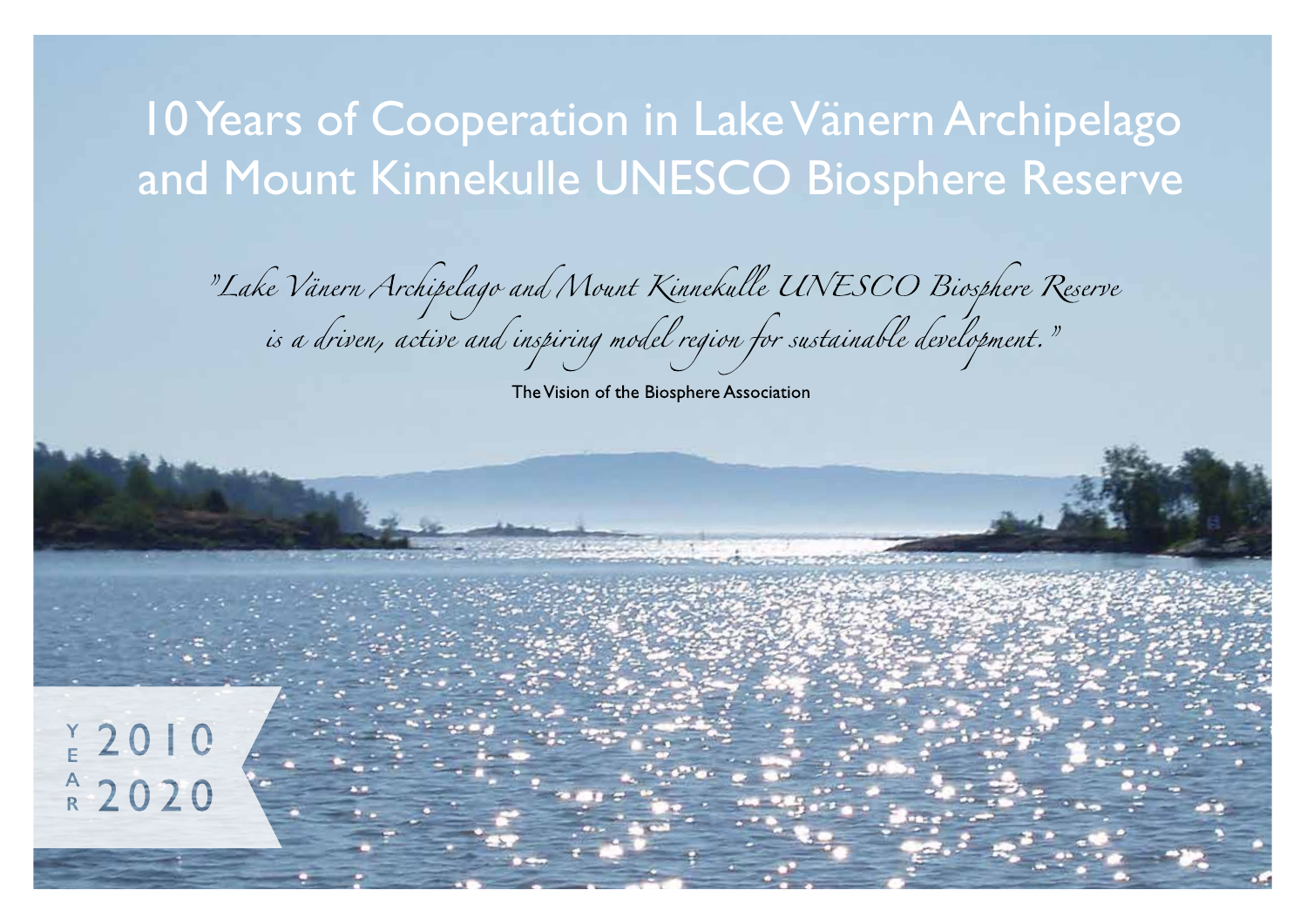# 10 Years of Cooperation in Lake Vänern Archipelago and Mount Kinnekulle UNESCO Biosphere Reserve

*"Lake Vänern Archipelago and Mount Kinnekulle UNESCO Biosphere Reserve is a driven, active and inspiring model region for sustainable development."*

The Vision of the Biosphere Association

YEAR 2010 2020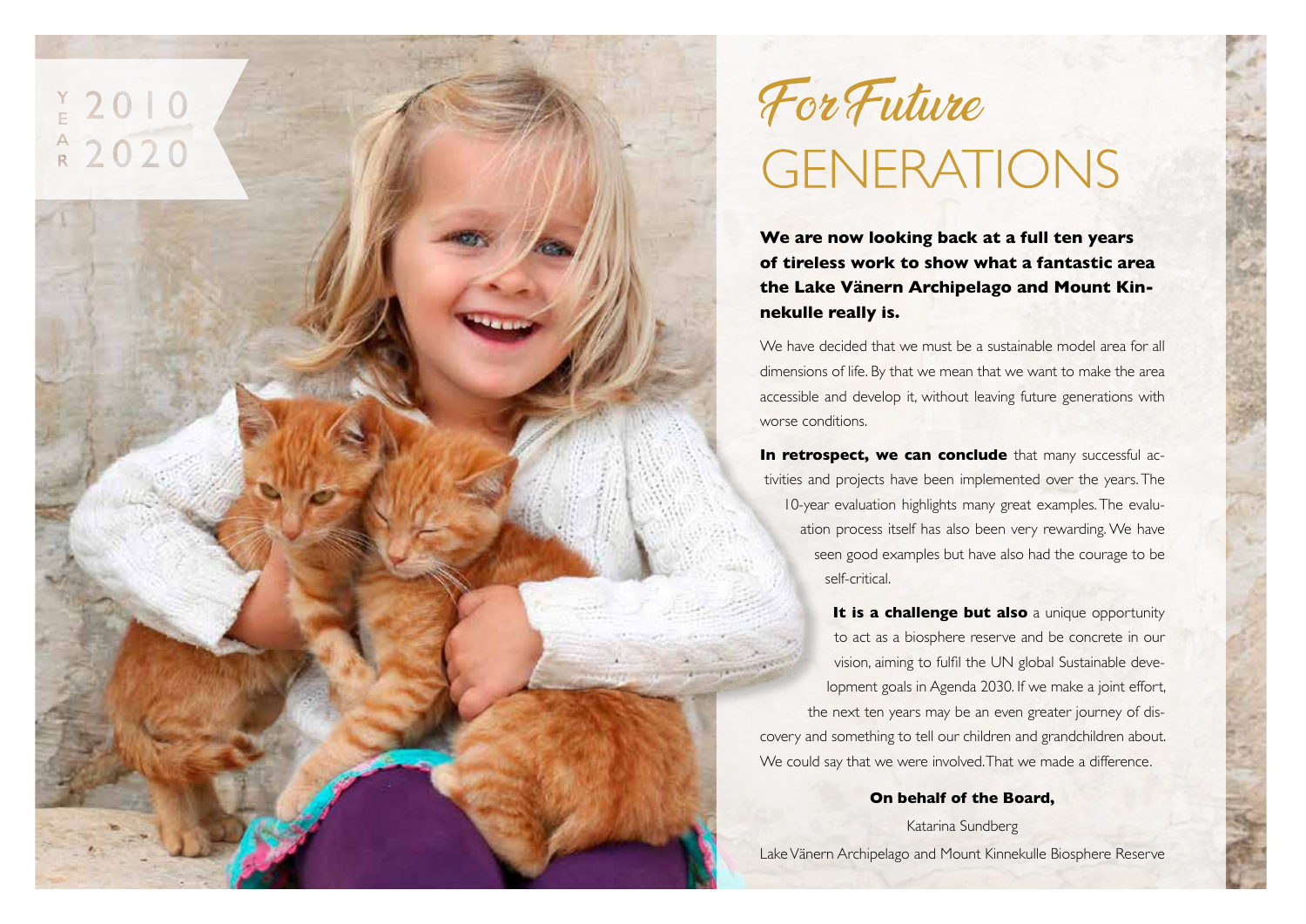YEAR 2010 2020

# For Future GENERATIONS

**We are now looking back at a full ten years of tireless work to show what a fantastic area the Lake Vänern Archipelago and Mount Kinnekulle really is.**

We have decided that we must be a sustainable model area for all dimensions of life. By that we mean that we want to make the area accessible and develop it, without leaving future generations with worse conditions.

**In retrospect, we can conclude** that many successful activities and projects have been implemented over the years. The 10-year evaluation highlights many great examples. The evaluation process itself has also been very rewarding. We have seen good examples but have also had the courage to be self-critical.

**It is a challenge but also** a unique opportunity to act as a biosphere reserve and be concrete in our vision, aiming to fulfil the UN global Sustainable development goals in Agenda 2030. If we make a joint effort, the next ten years may be an even greater journey of discovery and something to tell our children and grandchildren about. We could say that we were involved. That we made a difference.

**On behalf of the Board,**

Katarina Sundberg

Lake Vänern Archipelago and Mount Kinnekulle Biosphere Reserve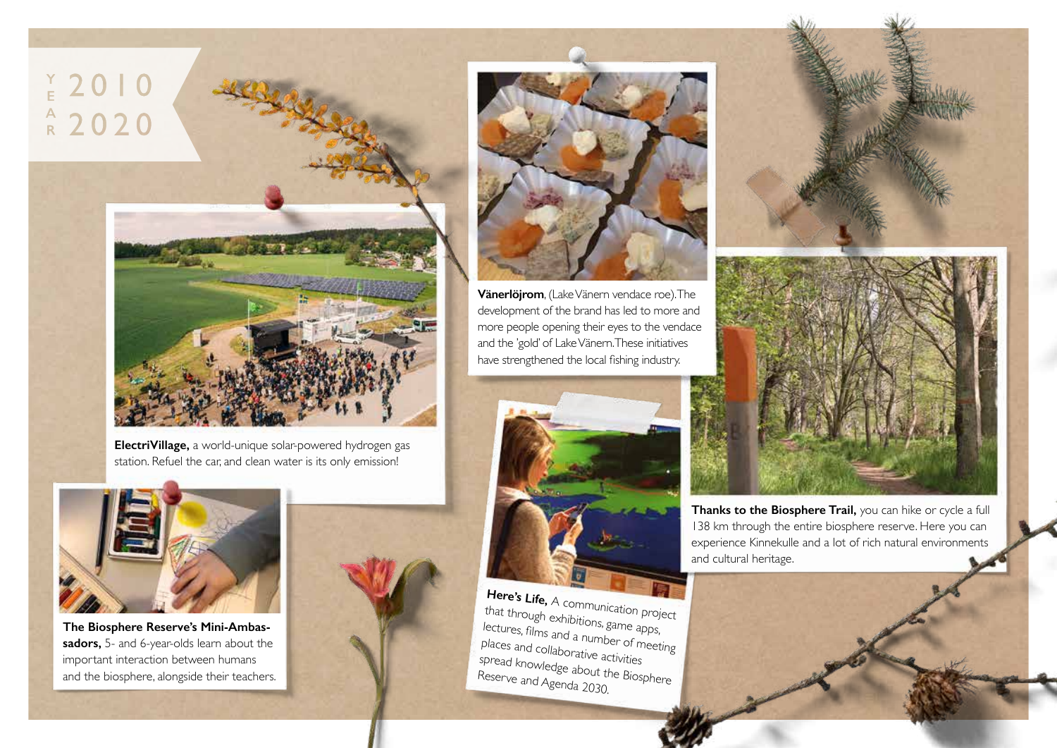# YEAR 2010 – 2020

**ElectriVillage,** a world-unique solar-powered hydrogen gas station. Refuel the car, and clean water is its only emission!

**Vänerlöjrom**, (Lake Vänern vendace roe). The development of the brand has led to more and more people opening their eyes to the vendace and the 'gold' of Lake Vänern. These initiatives have strengthened the local fishing industry.

**Thanks to the Biosphere Trail,** you can hike or cycle a full 138 km through the entire biosphere reserve. Here you can experience Kinnekulle and a lot of rich natural environments and cultural heritage.

**The Biosphere Reserve's Mini-Ambassadors,** 5- and 6-year-olds learn about the important interaction between humans and the biosphere, alongside their teachers.

**Here's Life,** A communication project that through exhibitions, game apps, lectures, films and a number of meeting places and collaborative activities spread knowledge about the Biosphere Reserve and Agenda 2030.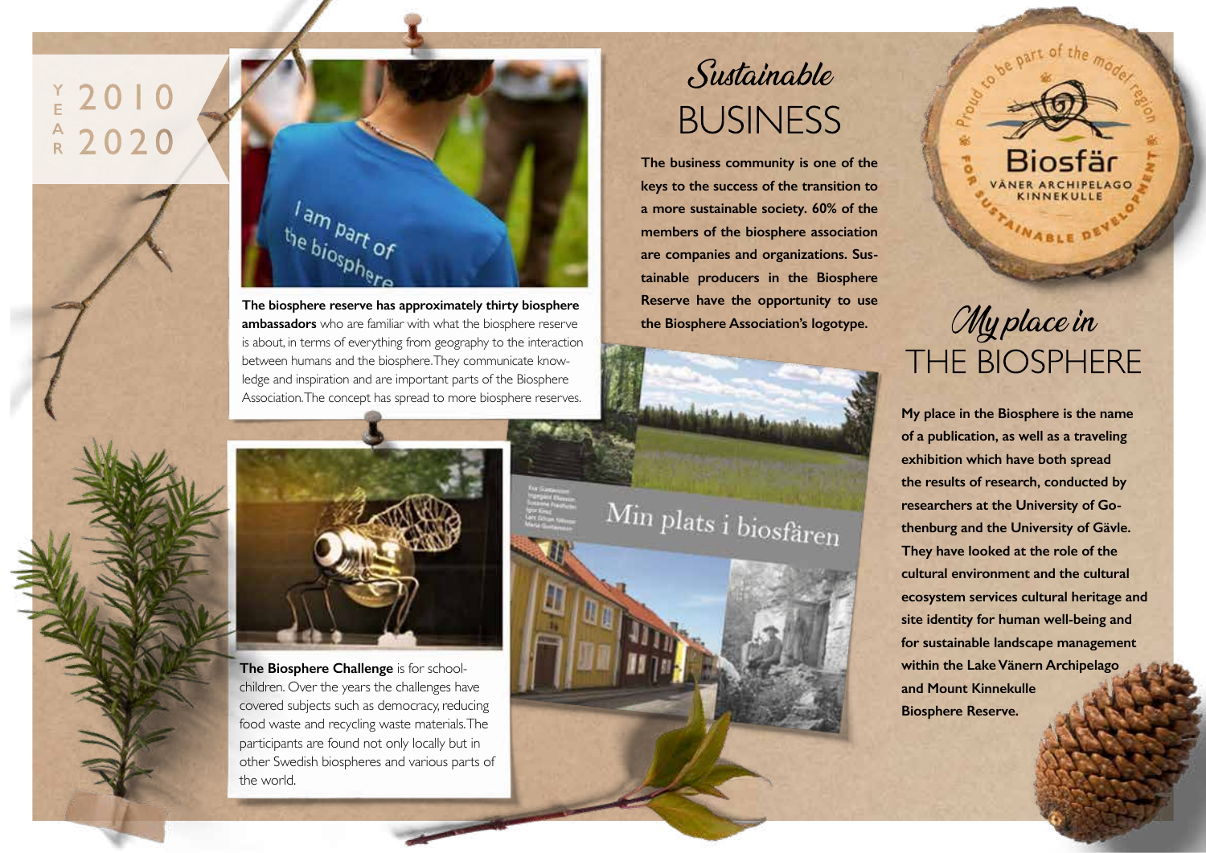YEAR 2010 2020

The biosphere reserve has approximately thirty biosphere **ambassadors** who are familiar with what the biosphere reserve is about, in terms of everything from geography to the interaction between humans and the biosphere. They communicate knowledge and inspiration and are important parts of the Biosphere Association. The concept has spread to more biosphere reserves.

**The Biosphere Challenge** is for schoolchildren. Over the years the challenges have covered subjects such as democracy, reducing food waste and recycling waste materials. The participants are found not only locally but in other Swedish biospheres and various parts of the world.

## *Sustainable* BUSINESS

**The business community is one of the keys to the success of the transition to a more sustainable society. 60% of the members of the biosphere association are companies and organizations. Sustainable producers in the Biosphere Reserve have the opportunity to use the Biosphere Association's logotype.**

## *My place in* THE BIOSPHERE

**My place in the Biosphere is the name of a publication, as well as a traveling exhibition which have both spread the results of research, conducted by researchers at the University of Gothenburg and the University of Gävle. They have looked at the role of the cultural environment and the cultural ecosystem services cultural heritage and site identity for human well-being and for sustainable landscape management within the Lake Vänern Archipelago and Mount Kinnekulle Biosphere Reserve.**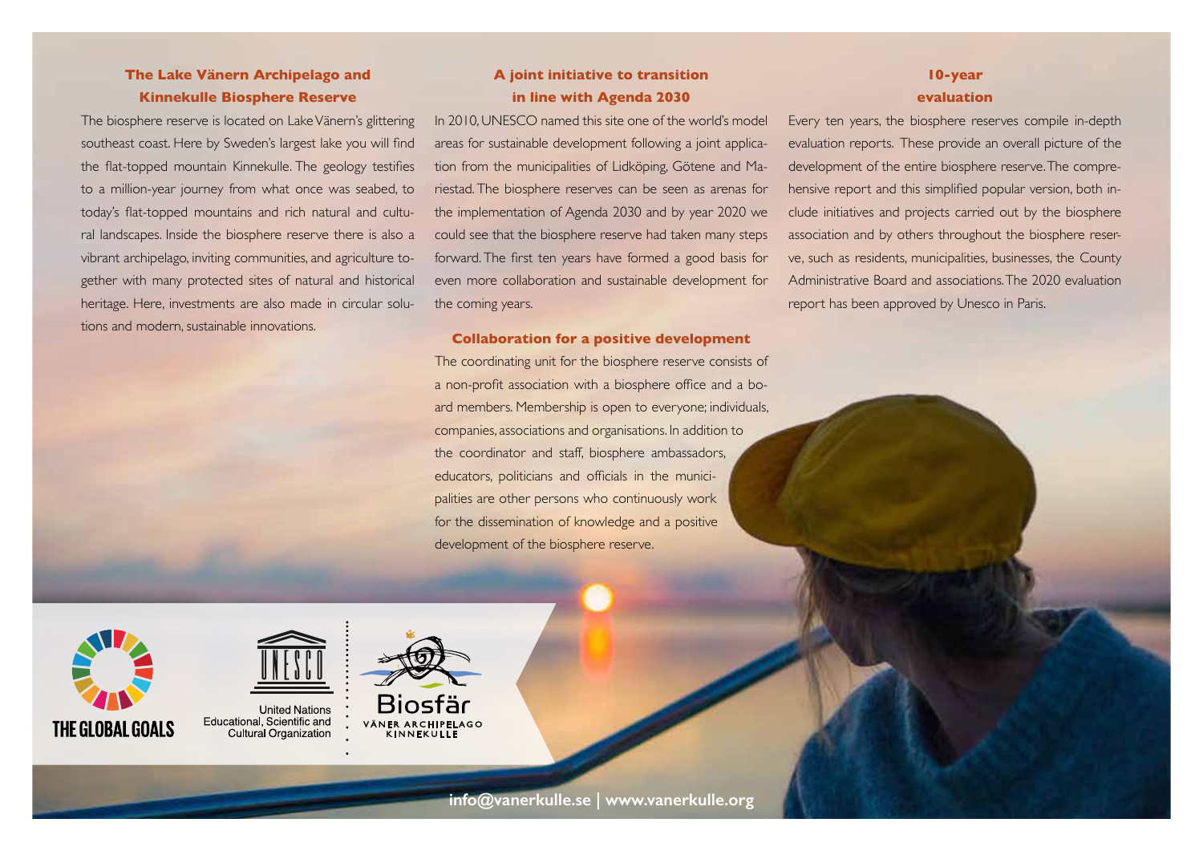## The Lake Vänern Archipelago and Kinnekulle Biosphere Reserve

The biosphere reserve is located on Lake Vänern's glittering southeast coast. Here by Sweden's largest lake you will find the flat-topped mountain Kinnekulle. The geology testifies to a million-year journey from what once was seabed, to today's flat-topped mountains and rich natural and cultural landscapes. Inside the biosphere reserve there is also a vibrant archipelago, inviting communities, and agriculture together with many protected sites of natural and historical heritage. Here, investments are also made in circular solutions and modern, sustainable innovations.

## A joint initiative to transition in line with Agenda 2030

In 2010, UNESCO named this site one of the world's model areas for sustainable development following a joint application from the municipalities of Lidköping, Götene and Mariestad. The biosphere reserves can be seen as arenas for the implementation of Agenda 2030 and by year 2020 we could see that the biosphere reserve had taken many steps forward. The first ten years have formed a good basis for even more collaboration and sustainable development for the coming years.

## Collaboration for a positive development

The coordinating unit for the biosphere reserve consists of a non-profit association with a biosphere office and a board members. Membership is open to everyone; individuals, companies, associations and organisations. In addition to the coordinator and staff, biosphere ambassadors, educators, politicians and officials in the municipalities are other persons who continuously work for the dissemination of knowledge and a positive development of the biosphere reserve.

## 10-year evaluation

Every ten years, the biosphere reserves compile in-depth evaluation reports. These provide an overall picture of the development of the entire biosphere reserve. The comprehensive report and this simplified popular version, both include initiatives and projects carried out by the biosphere association and by others throughout the biosphere reserve, such as residents, municipalities, businesses, the County Administrative Board and associations. The 2020 evaluation report has been approved by Unesco in Paris.

THE GLOBAL GOALS

United Nations Educational, Scientific and Cultural Organization

Biosfär VÄNER ARCHIPELAGO KINNEKULLE

info@vanerkulle.se | www.vanerkulle.org